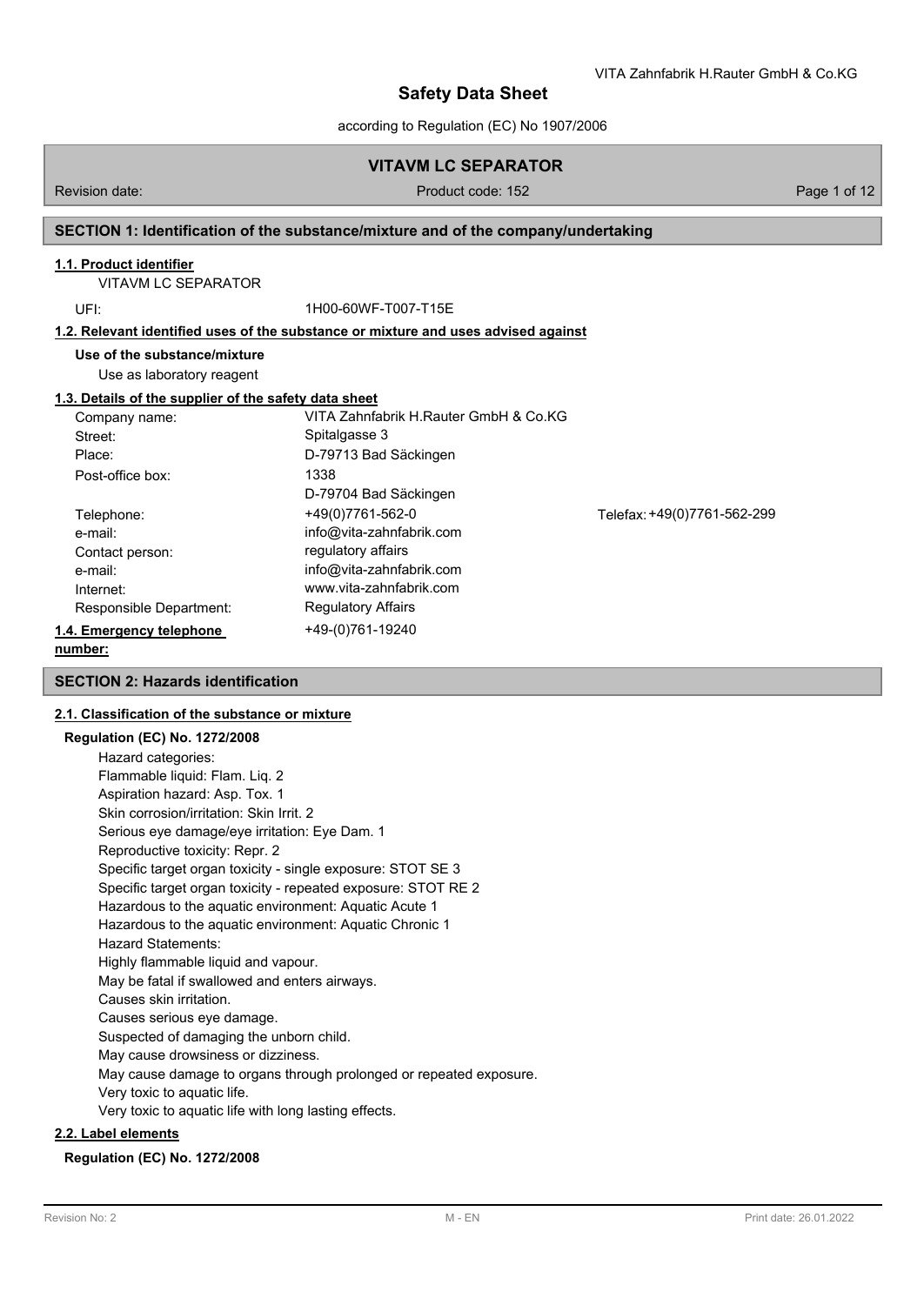# Safety Data Sheet

according to Regulation (EC) No 1907/2006

## VITAVM LC SEPARATOR

Revision date: | Product code: 152

## SECTION 1: Identification of the substance/mixture and of the company/undertaking

### 1.1. Product identifier

VITAVM LC SEPARATOR

UFI: 1H00-60WF-T007-T15E

### 1.2. Relevant identified uses of the substance or mixture and uses advised against

**Use of the substance/mixture**

Use as laboratory reagent

### 1.3. Details of the supplier of the safety data sheet

| | | |
|---|---|---|
| Company name: | VITA Zahnfabrik H.Rauter GmbH & Co.KG | |
| Street: | Spitalgasse 3 | |
| Place: | D-79713 Bad Säckingen | |
| Post-office box: | 1338<br>D-79704 Bad Säckingen | |
| Telephone: | +49(0)7761-562-0 | Telefax: +49(0)7761-562-299 |
| e-mail: | info@vita-zahnfabrik.com | |
| Contact person: | regulatory affairs | |
| e-mail: | info@vita-zahnfabrik.com | |
| Internet: | www.vita-zahnfabrik.com | |
| Responsible Department: | Regulatory Affairs | |

### 1.4. Emergency telephone number:

+49-(0)761-19240

## SECTION 2: Hazards identification

### 2.1. Classification of the substance or mixture

**Regulation (EC) No. 1272/2008**

Hazard categories:
Flammable liquid: Flam. Liq. 2
Aspiration hazard: Asp. Tox. 1
Skin corrosion/irritation: Skin Irrit. 2
Serious eye damage/eye irritation: Eye Dam. 1
Reproductive toxicity: Repr. 2
Specific target organ toxicity - single exposure: STOT SE 3
Specific target organ toxicity - repeated exposure: STOT RE 2
Hazardous to the aquatic environment: Aquatic Acute 1
Hazardous to the aquatic environment: Aquatic Chronic 1
Hazard Statements:
Highly flammable liquid and vapour.
May be fatal if swallowed and enters airways.
Causes skin irritation.
Causes serious eye damage.
Suspected of damaging the unborn child.
May cause drowsiness or dizziness.
May cause damage to organs through prolonged or repeated exposure.
Very toxic to aquatic life.
Very toxic to aquatic life with long lasting effects.

### 2.2. Label elements

**Regulation (EC) No. 1272/2008**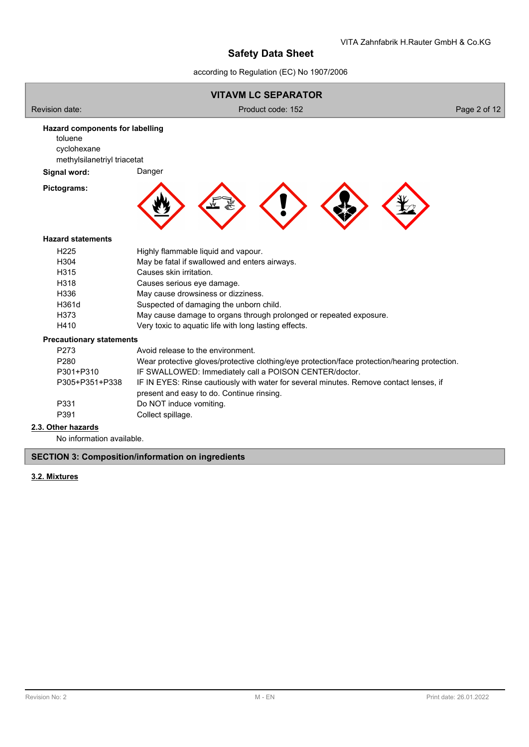**Hazard components for labelling**

toluene
cyclohexane
methylsilanetriyl triacetat

**Signal word:** Danger

**Pictograms:**

**Hazard statements**

| | |
|---|---|
| H225 | Highly flammable liquid and vapour. |
| H304 | May be fatal if swallowed and enters airways. |
| H315 | Causes skin irritation. |
| H318 | Causes serious eye damage. |
| H336 | May cause drowsiness or dizziness. |
| H361d | Suspected of damaging the unborn child. |
| H373 | May cause damage to organs through prolonged or repeated exposure. |
| H410 | Very toxic to aquatic life with long lasting effects. |

**Precautionary statements**

| | |
|---|---|
| P273 | Avoid release to the environment. |
| P280 | Wear protective gloves/protective clothing/eye protection/face protection/hearing protection. |
| P301+P310 | IF SWALLOWED: Immediately call a POISON CENTER/doctor. |
| P305+P351+P338 | IF IN EYES: Rinse cautiously with water for several minutes. Remove contact lenses, if present and easy to do. Continue rinsing. |
| P331 | Do NOT induce vomiting. |
| P391 | Collect spillage. |

### 2.3. Other hazards

No information available.

## SECTION 3: Composition/information on ingredients

### 3.2. Mixtures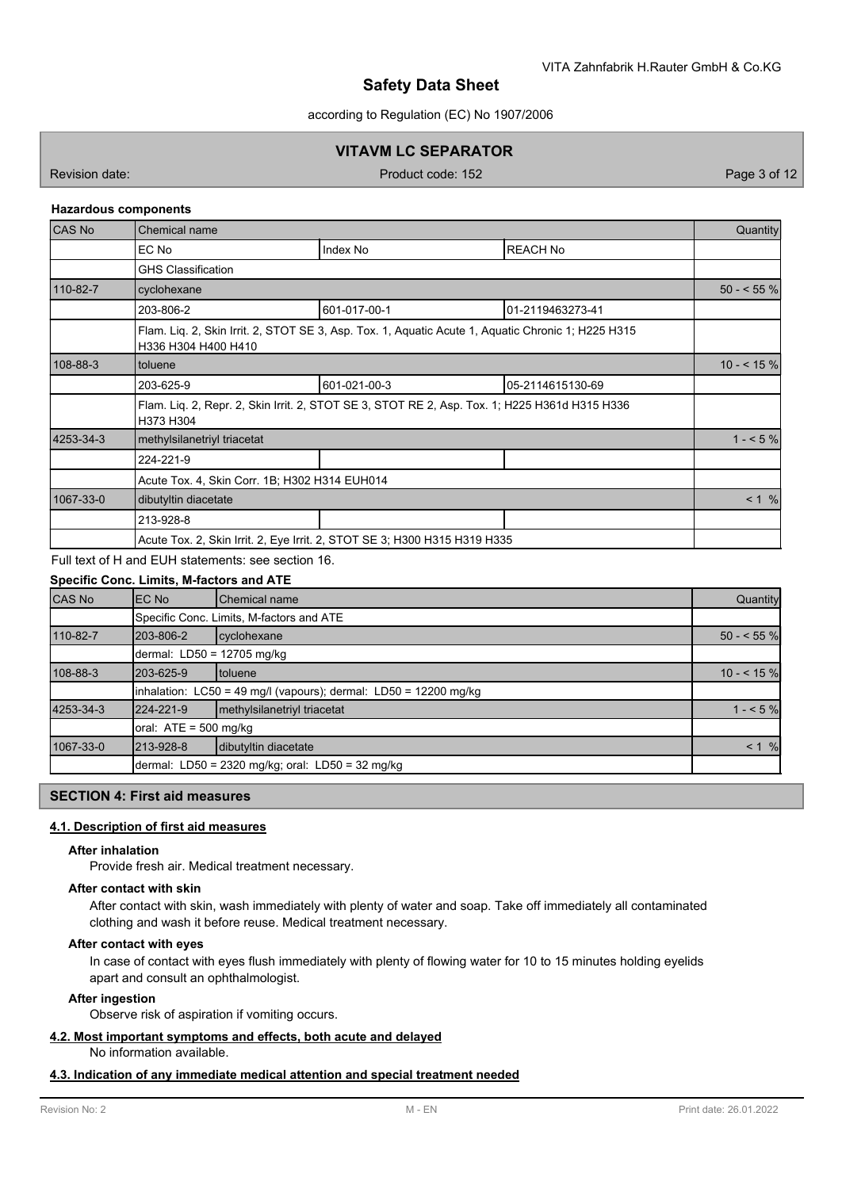#### Hazardous components

| CAS No | Chemical name | | | Quantity |
|---|---|---|---|---|
| | EC No | Index No | REACH No | |
| | GHS Classification | | | |
| 110-82-7 | cyclohexane | | | 50 - < 55 % |
| | 203-806-2 | 601-017-00-1 | 01-2119463273-41 | |
| | Flam. Liq. 2, Skin Irrit. 2, STOT SE 3, Asp. Tox. 1, Aquatic Acute 1, Aquatic Chronic 1; H225 H315 H336 H304 H400 H410 | | | |
| 108-88-3 | toluene | | | 10 - < 15 % |
| | 203-625-9 | 601-021-00-3 | 05-2114615130-69 | |
| | Flam. Liq. 2, Repr. 2, Skin Irrit. 2, STOT SE 3, STOT RE 2, Asp. Tox. 1; H225 H361d H315 H336 H373 H304 | | | |
| 4253-34-3 | methylsilanetriyl triacetat | | | 1 - < 5 % |
| | 224-221-9 | | | |
| | Acute Tox. 4, Skin Corr. 1B; H302 H314 EUH014 | | | |
| 1067-33-0 | dibutyltin diacetate | | | < 1 % |
| | 213-928-8 | | | |
| | Acute Tox. 2, Skin Irrit. 2, Eye Irrit. 2, STOT SE 3; H300 H315 H319 H335 | | | |

Full text of H and EUH statements: see section 16.

#### Specific Conc. Limits, M-factors and ATE

| CAS No | EC No | Chemical name | Quantity |
|---|---|---|---|
| | Specific Conc. Limits, M-factors and ATE | | |
| 110-82-7 | 203-806-2 | cyclohexane | 50 - < 55 % |
| | dermal: LD50 = 12705 mg/kg | | |
| 108-88-3 | 203-625-9 | toluene | 10 - < 15 % |
| | inhalation: LC50 = 49 mg/l (vapours); dermal: LD50 = 12200 mg/kg | | |
| 4253-34-3 | 224-221-9 | methylsilanetriyl triacetat | 1 - < 5 % |
| | oral: ATE = 500 mg/kg | | |
| 1067-33-0 | 213-928-8 | dibutyltin diacetate | < 1 % |
| | dermal: LD50 = 2320 mg/kg; oral: LD50 = 32 mg/kg | | |

## SECTION 4: First aid measures

### 4.1. Description of first aid measures

**After inhalation**

Provide fresh air. Medical treatment necessary.

**After contact with skin**

After contact with skin, wash immediately with plenty of water and soap. Take off immediately all contaminated clothing and wash it before reuse. Medical treatment necessary.

**After contact with eyes**

In case of contact with eyes flush immediately with plenty of flowing water for 10 to 15 minutes holding eyelids apart and consult an ophthalmologist.

**After ingestion**

Observe risk of aspiration if vomiting occurs.

### 4.2. Most important symptoms and effects, both acute and delayed

No information available.

### 4.3. Indication of any immediate medical attention and special treatment needed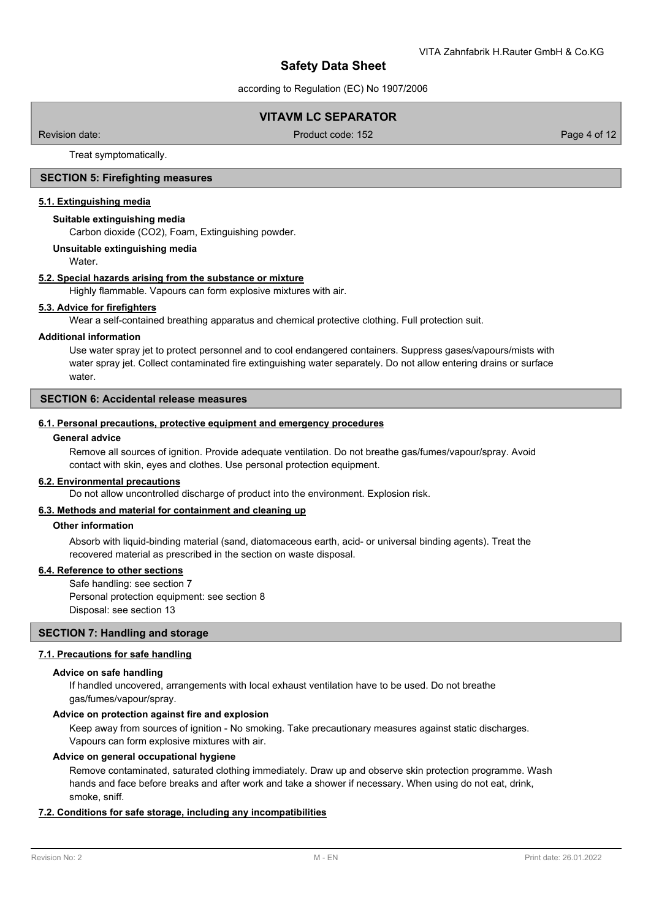Treat symptomatically.

## SECTION 5: Firefighting measures

### 5.1. Extinguishing media

**Suitable extinguishing media**

Carbon dioxide ($CO_2$), Foam, Extinguishing powder.

**Unsuitable extinguishing media**

Water.

### 5.2. Special hazards arising from the substance or mixture

Highly flammable. Vapours can form explosive mixtures with air.

### 5.3. Advice for firefighters

Wear a self-contained breathing apparatus and chemical protective clothing. Full protection suit.

**Additional information**

Use water spray jet to protect personnel and to cool endangered containers. Suppress gases/vapours/mists with water spray jet. Collect contaminated fire extinguishing water separately. Do not allow entering drains or surface water.

## SECTION 6: Accidental release measures

### 6.1. Personal precautions, protective equipment and emergency procedures

**General advice**

Remove all sources of ignition. Provide adequate ventilation. Do not breathe gas/fumes/vapour/spray. Avoid contact with skin, eyes and clothes. Use personal protection equipment.

### 6.2. Environmental precautions

Do not allow uncontrolled discharge of product into the environment. Explosion risk.

### 6.3. Methods and material for containment and cleaning up

**Other information**

Absorb with liquid-binding material (sand, diatomaceous earth, acid- or universal binding agents). Treat the recovered material as prescribed in the section on waste disposal.

### 6.4. Reference to other sections

Safe handling: see section 7
Personal protection equipment: see section 8
Disposal: see section 13

## SECTION 7: Handling and storage

### 7.1. Precautions for safe handling

**Advice on safe handling**

If handled uncovered, arrangements with local exhaust ventilation have to be used. Do not breathe gas/fumes/vapour/spray.

**Advice on protection against fire and explosion**

Keep away from sources of ignition - No smoking. Take precautionary measures against static discharges. Vapours can form explosive mixtures with air.

**Advice on general occupational hygiene**

Remove contaminated, saturated clothing immediately. Draw up and observe skin protection programme. Wash hands and face before breaks and after work and take a shower if necessary. When using do not eat, drink, smoke, sniff.

### 7.2. Conditions for safe storage, including any incompatibilities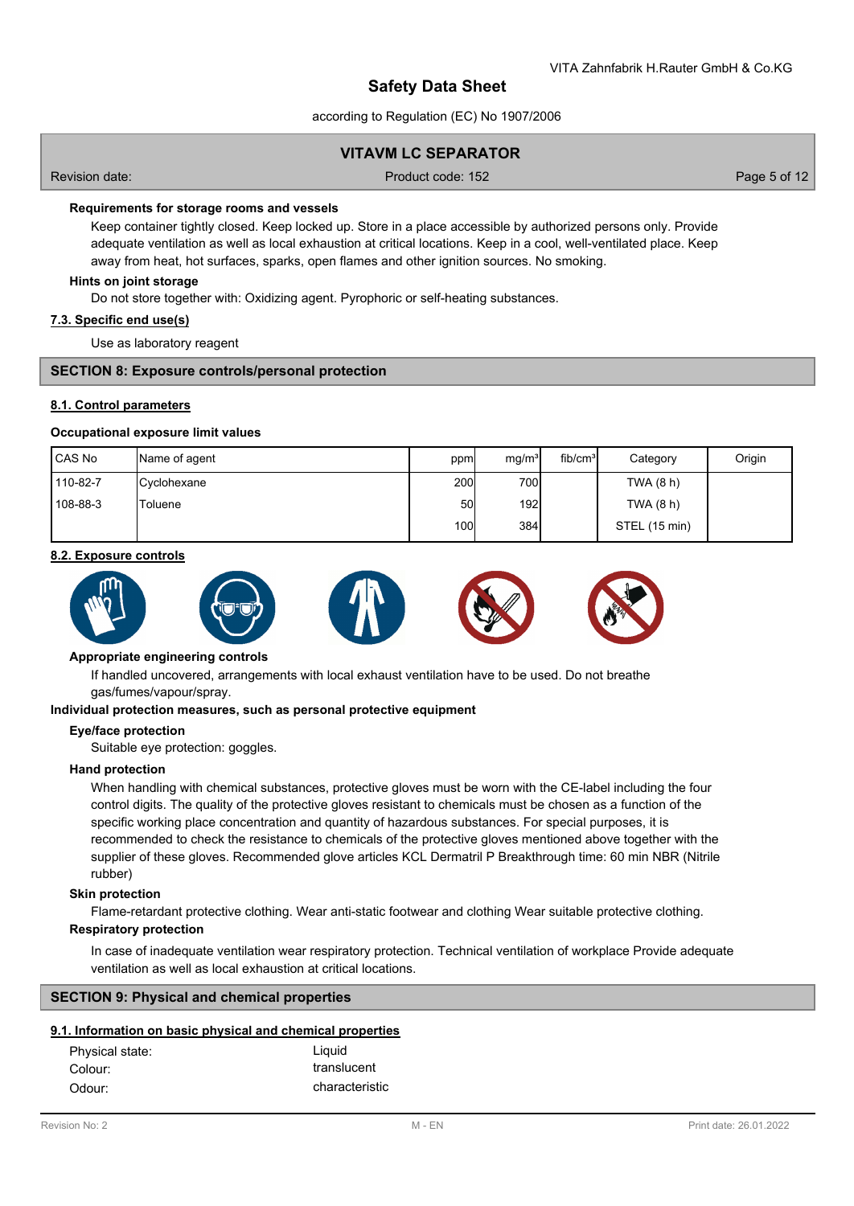**Requirements for storage rooms and vessels**

Keep container tightly closed. Keep locked up. Store in a place accessible by authorized persons only. Provide adequate ventilation as well as local exhaustion at critical locations. Keep in a cool, well-ventilated place. Keep away from heat, hot surfaces, sparks, open flames and other ignition sources. No smoking.

**Hints on joint storage**

Do not store together with: Oxidizing agent. Pyrophoric or self-heating substances.

**7.3. Specific end use(s)**

Use as laboratory reagent

## SECTION 8: Exposure controls/personal protection

**8.1. Control parameters**

**Occupational exposure limit values**

| CAS No | Name of agent | ppm | mg/m³ | fib/cm³ | Category | Origin |
|---|---|---|---|---|---|---|
| 110-82-7 | Cyclohexane | 200 | 700 | | TWA (8 h) | |
| 108-88-3 | Toluene | 50 | 192 | | TWA (8 h) | |
| | | 100 | 384 | | STEL (15 min) | |

**8.2. Exposure controls**

**Appropriate engineering controls**

If handled uncovered, arrangements with local exhaust ventilation have to be used. Do not breathe gas/fumes/vapour/spray.

**Individual protection measures, such as personal protective equipment**

**Eye/face protection**

Suitable eye protection: goggles.

**Hand protection**

When handling with chemical substances, protective gloves must be worn with the CE-label including the four control digits. The quality of the protective gloves resistant to chemicals must be chosen as a function of the specific working place concentration and quantity of hazardous substances. For special purposes, it is recommended to check the resistance to chemicals of the protective gloves mentioned above together with the supplier of these gloves. Recommended glove articles KCL Dermatril P Breakthrough time: 60 min NBR (Nitrile rubber)

**Skin protection**

Flame-retardant protective clothing. Wear anti-static footwear and clothing Wear suitable protective clothing.

**Respiratory protection**

In case of inadequate ventilation wear respiratory protection. Technical ventilation of workplace Provide adequate ventilation as well as local exhaustion at critical locations.

## SECTION 9: Physical and chemical properties

**9.1. Information on basic physical and chemical properties**

| | |
|---|---|
| Physical state: | Liquid |
| Colour: | translucent |
| Odour: | characteristic |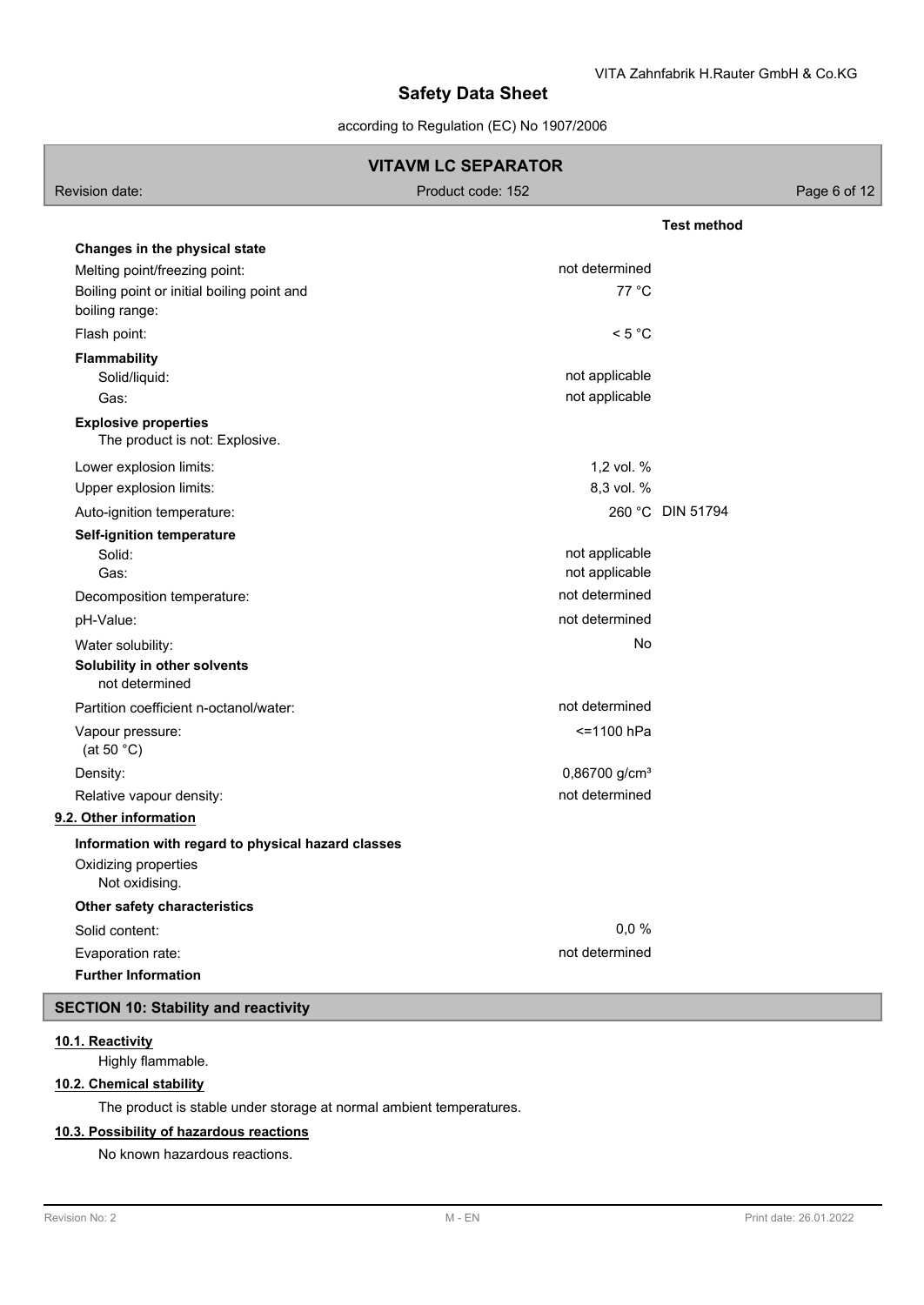| | | Test method |
|---|---|---|
| **Changes in the physical state** | | |
| Melting point/freezing point: | not determined | |
| Boiling point or initial boiling point and boiling range: | 77 °C | |
| Flash point: | < 5 °C | |
| **Flammability** | | |
| Solid/liquid: | not applicable | |
| Gas: | not applicable | |
| **Explosive properties**<br>The product is not: Explosive. | | |
| Lower explosion limits: | 1,2 vol. % | |
| Upper explosion limits: | 8,3 vol. % | |
| Auto-ignition temperature: | 260 °C | DIN 51794 |
| **Self-ignition temperature** | | |
| Solid: | not applicable | |
| Gas: | not applicable | |
| Decomposition temperature: | not determined | |
| pH-Value: | not determined | |
| Water solubility: | No | |
| **Solubility in other solvents**<br>not determined | | |
| Partition coefficient n-octanol/water: | not determined | |
| Vapour pressure:<br>(at 50 °C) | <=1100 hPa | |
| Density: | 0,86700 g/cm³ | |
| Relative vapour density: | not determined | |

**9.2. Other information**

**Information with regard to physical hazard classes**

Oxidizing properties
Not oxidising.

**Other safety characteristics**

| | |
|---|---|
| Solid content: | 0,0 % |
| Evaporation rate: | not determined |

**Further Information**

## SECTION 10: Stability and reactivity

**10.1. Reactivity**

Highly flammable.

**10.2. Chemical stability**

The product is stable under storage at normal ambient temperatures.

**10.3. Possibility of hazardous reactions**

No known hazardous reactions.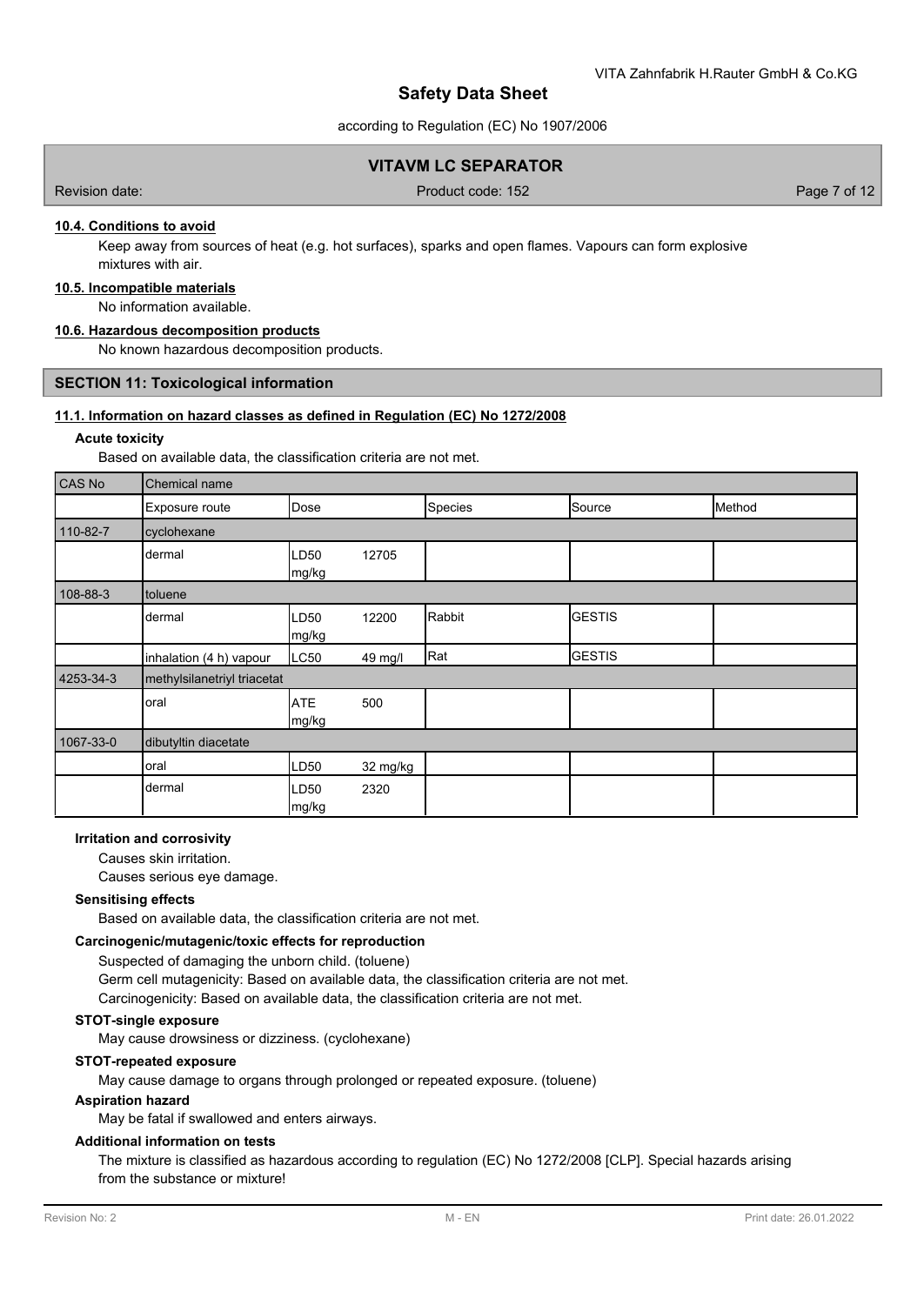#### 10.4. Conditions to avoid

Keep away from sources of heat (e.g. hot surfaces), sparks and open flames. Vapours can form explosive mixtures with air.

#### 10.5. Incompatible materials

No information available.

#### 10.6. Hazardous decomposition products

No known hazardous decomposition products.

## SECTION 11: Toxicological information

#### 11.1. Information on hazard classes as defined in Regulation (EC) No 1272/2008

**Acute toxicity**

Based on available data, the classification criteria are not met.

| CAS No | Chemical name | | | | | |
|---|---|---|---|---|---|---|
| | Exposure route | Dose | | Species | Source | Method |
| 110-82-7 | cyclohexane | | | | | |
| | dermal | LD50 mg/kg | 12705 | | | |
| 108-88-3 | toluene | | | | | |
| | dermal | LD50 mg/kg | 12200 | Rabbit | GESTIS | |
| | inhalation (4 h) vapour | LC50 | 49 mg/l | Rat | GESTIS | |
| 4253-34-3 | methylsilanetriyl triacetat | | | | | |
| | oral | ATE mg/kg | 500 | | | |
| 1067-33-0 | dibutyltin diacetate | | | | | |
| | oral | LD50 | 32 mg/kg | | | |
| | dermal | LD50 mg/kg | 2320 | | | |

**Irritation and corrosivity**

Causes skin irritation.

Causes serious eye damage.

**Sensitising effects**

Based on available data, the classification criteria are not met.

**Carcinogenic/mutagenic/toxic effects for reproduction**

Suspected of damaging the unborn child. (toluene)

Germ cell mutagenicity: Based on available data, the classification criteria are not met.

Carcinogenicity: Based on available data, the classification criteria are not met.

**STOT-single exposure**

May cause drowsiness or dizziness. (cyclohexane)

**STOT-repeated exposure**

May cause damage to organs through prolonged or repeated exposure. (toluene)

**Aspiration hazard**

May be fatal if swallowed and enters airways.

**Additional information on tests**

The mixture is classified as hazardous according to regulation (EC) No 1272/2008 [CLP]. Special hazards arising from the substance or mixture!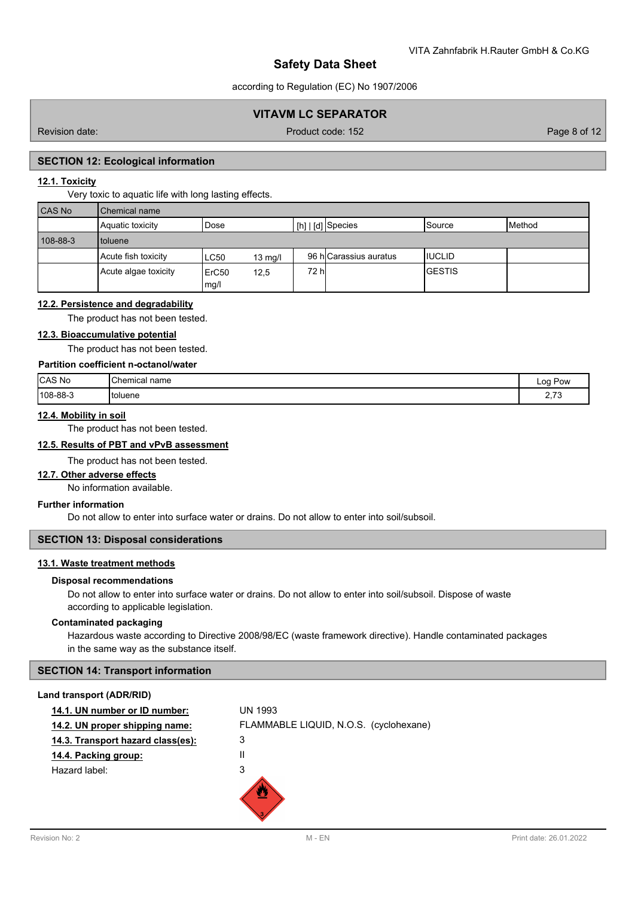## SECTION 12: Ecological information

### 12.1. Toxicity

Very toxic to aquatic life with long lasting effects.

| CAS No | Chemical name | | | | | | |
|---|---|---|---|---|---|---|---|
| | Aquatic toxicity | Dose | | [h] \| [d] | Species | Source | Method |
| 108-88-3 | toluene | | | | | | |
| | Acute fish toxicity | LC50 | 13 mg/l | 96 h | Carassius auratus | IUCLID | |
| | Acute algae toxicity | ErC50 mg/l | 12,5 | 72 h | | GESTIS | |

### 12.2. Persistence and degradability

The product has not been tested.

### 12.3. Bioaccumulative potential

The product has not been tested.

**Partition coefficient n-octanol/water**

| CAS No | Chemical name | Log Pow |
|---|---|---|
| 108-88-3 | toluene | 2,73 |

### 12.4. Mobility in soil

The product has not been tested.

### 12.5. Results of PBT and vPvB assessment

The product has not been tested.

### 12.7. Other adverse effects

No information available.

**Further information**

Do not allow to enter into surface water or drains. Do not allow to enter into soil/subsoil.

## SECTION 13: Disposal considerations

### 13.1. Waste treatment methods

**Disposal recommendations**

Do not allow to enter into surface water or drains. Do not allow to enter into soil/subsoil. Dispose of waste according to applicable legislation.

**Contaminated packaging**

Hazardous waste according to Directive 2008/98/EC (waste framework directive). Handle contaminated packages in the same way as the substance itself.

## SECTION 14: Transport information

**Land transport (ADR/RID)**

**14.1. UN number or ID number:** UN 1993

**14.2. UN proper shipping name:** FLAMMABLE LIQUID, N.O.S. (cyclohexane)

**14.3. Transport hazard class(es):** 3

**14.4. Packing group:** II

Hazard label: 3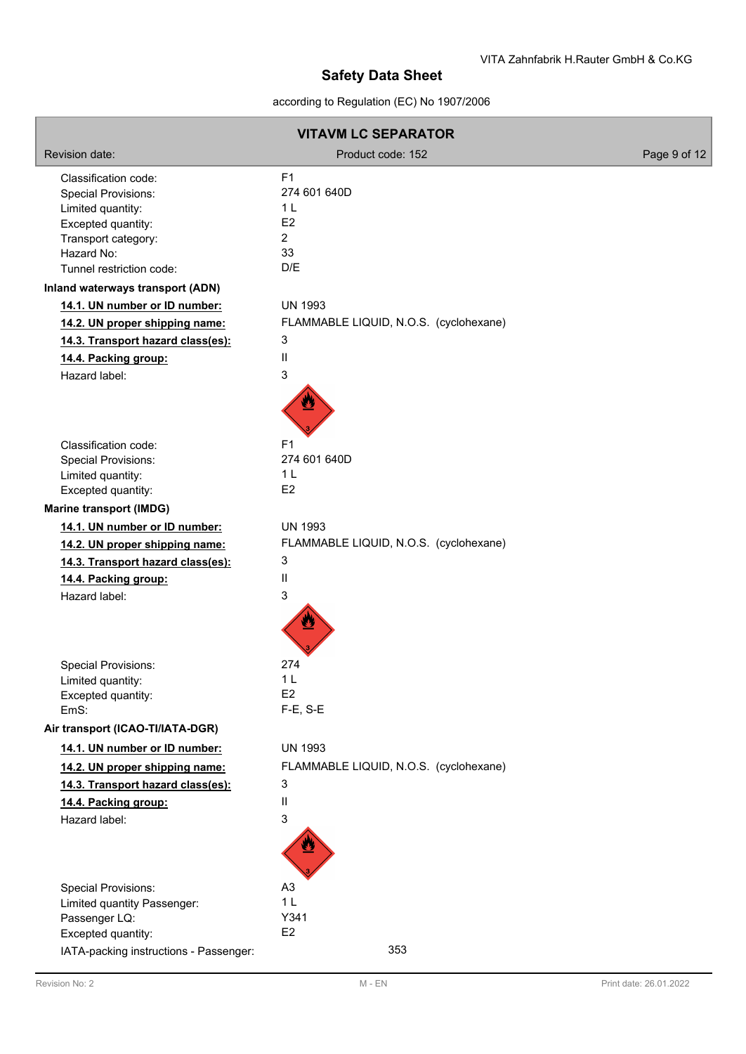| | |
|---|---|
| Classification code: | F1 |
| Special Provisions: | 274 601 640D |
| Limited quantity: | 1 L |
| Excepted quantity: | E2 |
| Transport category: | 2 |
| Hazard No: | 33 |
| Tunnel restriction code: | D/E |

**Inland waterways transport (ADN)**

| | |
|---|---|
| **14.1. UN number or ID number:** | UN 1993 |
| **14.2. UN proper shipping name:** | FLAMMABLE LIQUID, N.O.S. (cyclohexane) |
| **14.3. Transport hazard class(es):** | 3 |
| **14.4. Packing group:** | II |
| Hazard label: | 3 |
| Classification code: | F1 |
| Special Provisions: | 274 601 640D |
| Limited quantity: | 1 L |
| Excepted quantity: | E2 |

**Marine transport (IMDG)**

| | |
|---|---|
| **14.1. UN number or ID number:** | UN 1993 |
| **14.2. UN proper shipping name:** | FLAMMABLE LIQUID, N.O.S. (cyclohexane) |
| **14.3. Transport hazard class(es):** | 3 |
| **14.4. Packing group:** | II |
| Hazard label: | 3 |
| Special Provisions: | 274 |
| Limited quantity: | 1 L |
| Excepted quantity: | E2 |
| EmS: | F-E, S-E |

**Air transport (ICAO-TI/IATA-DGR)**

| | |
|---|---|
| **14.1. UN number or ID number:** | UN 1993 |
| **14.2. UN proper shipping name:** | FLAMMABLE LIQUID, N.O.S. (cyclohexane) |
| **14.3. Transport hazard class(es):** | 3 |
| **14.4. Packing group:** | II |
| Hazard label: | 3 |
| Special Provisions: | A3 |
| Limited quantity Passenger: | 1 L |
| Passenger LQ: | Y341 |
| Excepted quantity: | E2 |
| IATA-packing instructions - Passenger: | 353 |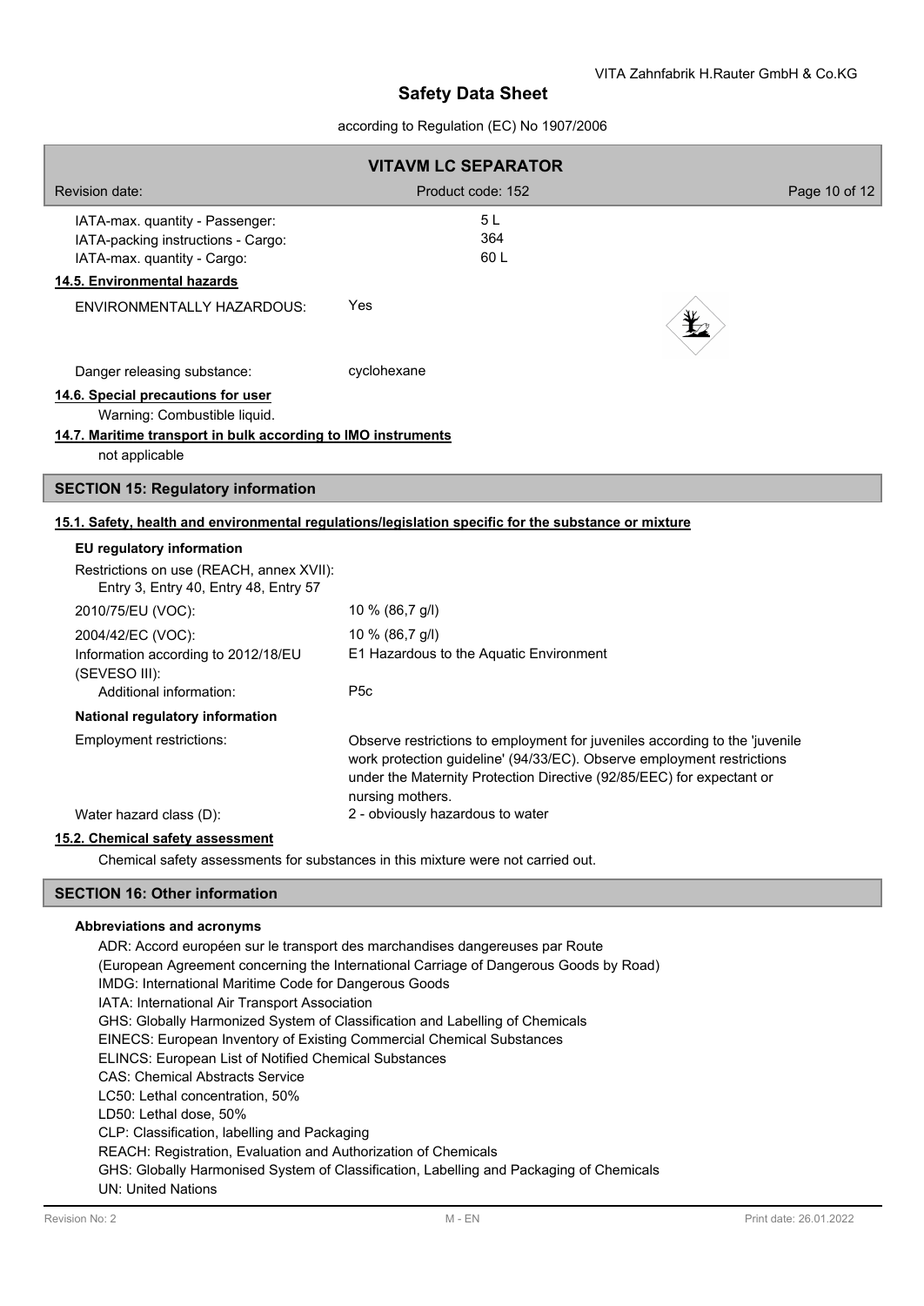| | |
|---|---|
| IATA-max. quantity - Passenger: | 5 L |
| IATA-packing instructions - Cargo: | 364 |
| IATA-max. quantity - Cargo: | 60 L |

**14.5. Environmental hazards**

ENVIRONMENTALLY HAZARDOUS: Yes

Danger releasing substance: cyclohexane

**14.6. Special precautions for user**

Warning: Combustible liquid.

**14.7. Maritime transport in bulk according to IMO instruments**

not applicable

## SECTION 15: Regulatory information

**15.1. Safety, health and environmental regulations/legislation specific for the substance or mixture**

**EU regulatory information**

| | |
|---|---|
| Restrictions on use (REACH, annex XVII): Entry 3, Entry 40, Entry 48, Entry 57 | |
| 2010/75/EU (VOC): | 10 % (86,7 g/l) |
| 2004/42/EC (VOC): | 10 % (86,7 g/l) |
| Information according to 2012/18/EU (SEVESO III): | E1 Hazardous to the Aquatic Environment |
| Additional information: | P5c |

**National regulatory information**

| | |
|---|---|
| Employment restrictions: | Observe restrictions to employment for juveniles according to the 'juvenile work protection guideline' (94/33/EC). Observe employment restrictions under the Maternity Protection Directive (92/85/EEC) for expectant or nursing mothers. |
| Water hazard class (D): | 2 - obviously hazardous to water |

**15.2. Chemical safety assessment**

Chemical safety assessments for substances in this mixture were not carried out.

## SECTION 16: Other information

**Abbreviations and acronyms**

ADR: Accord européen sur le transport des marchandises dangereuses par Route
(European Agreement concerning the International Carriage of Dangerous Goods by Road)
IMDG: International Maritime Code for Dangerous Goods
IATA: International Air Transport Association
GHS: Globally Harmonized System of Classification and Labelling of Chemicals
EINECS: European Inventory of Existing Commercial Chemical Substances
ELINCS: European List of Notified Chemical Substances
CAS: Chemical Abstracts Service
LC50: Lethal concentration, 50%
LD50: Lethal dose, 50%
CLP: Classification, labelling and Packaging
REACH: Registration, Evaluation and Authorization of Chemicals
GHS: Globally Harmonised System of Classification, Labelling and Packaging of Chemicals
UN: United Nations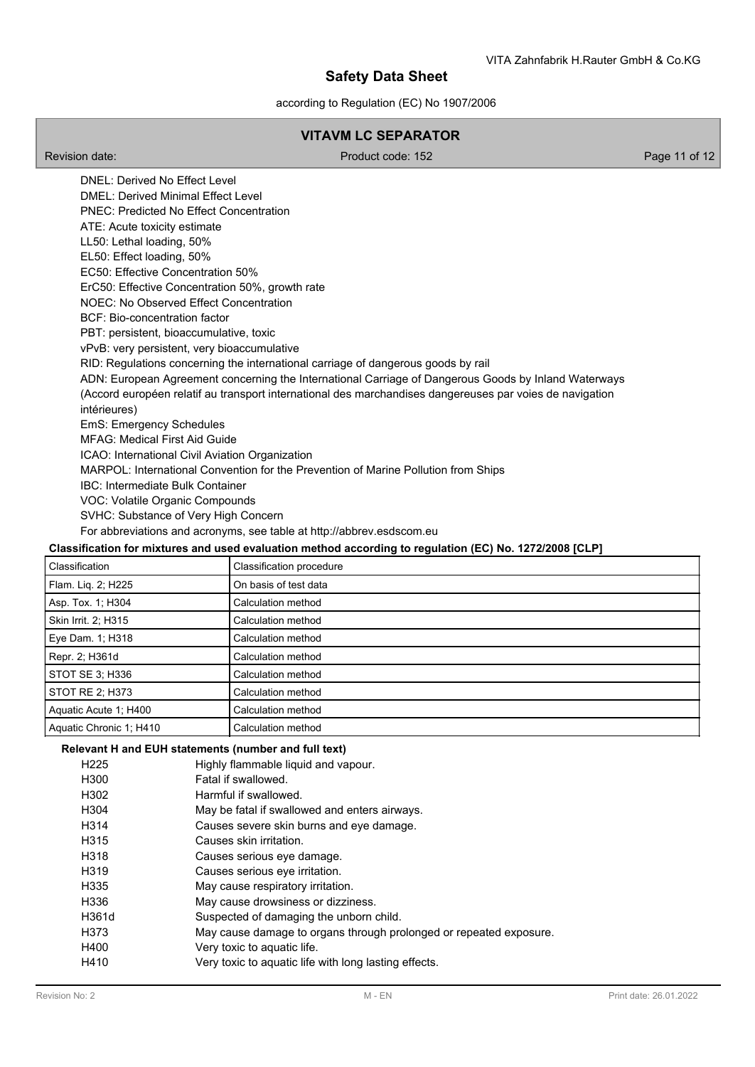DNEL: Derived No Effect Level
DMEL: Derived Minimal Effect Level
PNEC: Predicted No Effect Concentration
ATE: Acute toxicity estimate
LL50: Lethal loading, 50%
EL50: Effect loading, 50%
EC50: Effective Concentration 50%
ErC50: Effective Concentration 50%, growth rate
NOEC: No Observed Effect Concentration
BCF: Bio-concentration factor
PBT: persistent, bioaccumulative, toxic
vPvB: very persistent, very bioaccumulative
RID: Regulations concerning the international carriage of dangerous goods by rail
ADN: European Agreement concerning the International Carriage of Dangerous Goods by Inland Waterways (Accord européen relatif au transport international des marchandises dangereuses par voies de navigation intérieures)
EmS: Emergency Schedules
MFAG: Medical First Aid Guide
ICAO: International Civil Aviation Organization
MARPOL: International Convention for the Prevention of Marine Pollution from Ships
IBC: Intermediate Bulk Container
VOC: Volatile Organic Compounds
SVHC: Substance of Very High Concern
For abbreviations and acronyms, see table at http://abbrev.esdscom.eu

**Classification for mixtures and used evaluation method according to regulation (EC) No. 1272/2008 [CLP]**

| Classification | Classification procedure |
|---|---|
| Flam. Liq. 2; H225 | On basis of test data |
| Asp. Tox. 1; H304 | Calculation method |
| Skin Irrit. 2; H315 | Calculation method |
| Eye Dam. 1; H318 | Calculation method |
| Repr. 2; H361d | Calculation method |
| STOT SE 3; H336 | Calculation method |
| STOT RE 2; H373 | Calculation method |
| Aquatic Acute 1; H400 | Calculation method |
| Aquatic Chronic 1; H410 | Calculation method |

**Relevant H and EUH statements (number and full text)**

| | |
|---|---|
| H225 | Highly flammable liquid and vapour. |
| H300 | Fatal if swallowed. |
| H302 | Harmful if swallowed. |
| H304 | May be fatal if swallowed and enters airways. |
| H314 | Causes severe skin burns and eye damage. |
| H315 | Causes skin irritation. |
| H318 | Causes serious eye damage. |
| H319 | Causes serious eye irritation. |
| H335 | May cause respiratory irritation. |
| H336 | May cause drowsiness or dizziness. |
| H361d | Suspected of damaging the unborn child. |
| H373 | May cause damage to organs through prolonged or repeated exposure. |
| H400 | Very toxic to aquatic life. |
| H410 | Very toxic to aquatic life with long lasting effects. |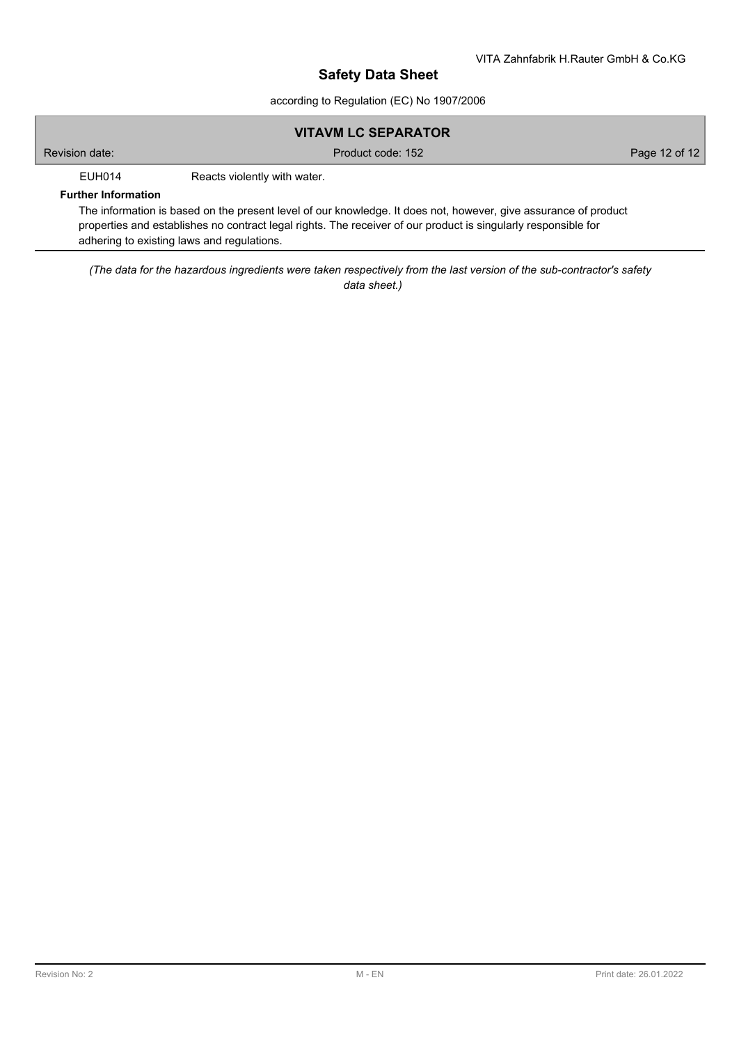EUH014 Reacts violently with water.

**Further Information**

The information is based on the present level of our knowledge. It does not, however, give assurance of product properties and establishes no contract legal rights. The receiver of our product is singularly responsible for adhering to existing laws and regulations.

*(The data for the hazardous ingredients were taken respectively from the last version of the sub-contractor's safety data sheet.)*